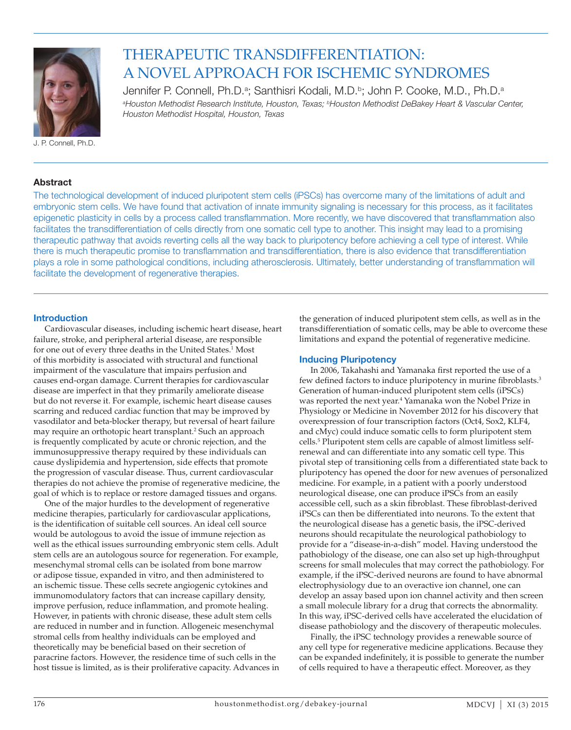# THERAPEUTIC TRANSDIFFERENTIATION: A NOVEL APPROACH FOR ISCHEMIC SYNDROMES

Jennifer P. Connell, Ph.D.[a]; Santhisri Kodali, M.D.[b]; John P. Cooke, M.D., Ph.D.[a]

[a]Houston Methodist Research Institute, Houston, Texas; [b]Houston Methodist DeBakey Heart & Vascular Center, Houston Methodist Hospital, Houston, Texas

J. P. Connell, Ph.D.

## Abstract

The technological development of induced pluripotent stem cells (iPSCs) has overcome many of the limitations of adult and embryonic stem cells. We have found that activation of innate immunity signaling is necessary for this process, as it facilitates epigenetic plasticity in cells by a process called transflammation. More recently, we have discovered that transflammation also facilitates the transdifferentiation of cells directly from one somatic cell type to another. This insight may lead to a promising therapeutic pathway that avoids reverting cells all the way back to pluripotency before achieving a cell type of interest. While there is much therapeutic promise to transflammation and transdifferentiation, there is also evidence that transdifferentiation plays a role in some pathological conditions, including atherosclerosis. Ultimately, better understanding of transflammation will facilitate the development of regenerative therapies.

## Introduction

Cardiovascular diseases, including ischemic heart disease, heart failure, stroke, and peripheral arterial disease, are responsible for one out of every three deaths in the United States.[1] Most of this morbidity is associated with structural and functional impairment of the vasculature that impairs perfusion and causes end-organ damage. Current therapies for cardiovascular disease are imperfect in that they primarily ameliorate disease but do not reverse it. For example, ischemic heart disease causes scarring and reduced cardiac function that may be improved by vasodilator and beta-blocker therapy, but reversal of heart failure may require an orthotopic heart transplant.[2] Such an approach is frequently complicated by acute or chronic rejection, and the immunosuppressive therapy required by these individuals can cause dyslipidemia and hypertension, side effects that promote the progression of vascular disease. Thus, current cardiovascular therapies do not achieve the promise of regenerative medicine, the goal of which is to replace or restore damaged tissues and organs.

One of the major hurdles to the development of regenerative medicine therapies, particularly for cardiovascular applications, is the identification of suitable cell sources. An ideal cell source would be autologous to avoid the issue of immune rejection as well as the ethical issues surrounding embryonic stem cells. Adult stem cells are an autologous source for regeneration. For example, mesenchymal stromal cells can be isolated from bone marrow or adipose tissue, expanded in vitro, and then administered to an ischemic tissue. These cells secrete angiogenic cytokines and immunomodulatory factors that can increase capillary density, improve perfusion, reduce inflammation, and promote healing. However, in patients with chronic disease, these adult stem cells are reduced in number and in function. Allogeneic mesenchymal stromal cells from healthy individuals can be employed and theoretically may be beneficial based on their secretion of paracrine factors. However, the residence time of such cells in the host tissue is limited, as is their proliferative capacity. Advances in the generation of induced pluripotent stem cells, as well as in the transdifferentiation of somatic cells, may be able to overcome these limitations and expand the potential of regenerative medicine.

## Inducing Pluripotency

In 2006, Takahashi and Yamanaka first reported the use of a few defined factors to induce pluripotency in murine fibroblasts.[3] Generation of human-induced pluripotent stem cells (iPSCs) was reported the next year.[4] Yamanaka won the Nobel Prize in Physiology or Medicine in November 2012 for his discovery that overexpression of four transcription factors (Oct4, Sox2, KLF4, and cMyc) could induce somatic cells to form pluripotent stem cells.[5] Pluripotent stem cells are capable of almost limitless self-renewal and can differentiate into any somatic cell type. This pivotal step of transitioning cells from a differentiated state back to pluripotency has opened the door for new avenues of personalized medicine. For example, in a patient with a poorly understood neurological disease, one can produce iPSCs from an easily accessible cell, such as a skin fibroblast. These fibroblast-derived iPSCs can then be differentiated into neurons. To the extent that the neurological disease has a genetic basis, the iPSC-derived neurons should recapitulate the neurological pathobiology to provide for a "disease-in-a-dish" model. Having understood the pathobiology of the disease, one can also set up high-throughput screens for small molecules that may correct the pathobiology. For example, if the iPSC-derived neurons are found to have abnormal electrophysiology due to an overactive ion channel, one can develop an assay based upon ion channel activity and then screen a small molecule library for a drug that corrects the abnormality. In this way, iPSC-derived cells have accelerated the elucidation of disease pathobiology and the discovery of therapeutic molecules.

Finally, the iPSC technology provides a renewable source of any cell type for regenerative medicine applications. Because they can be expanded indefinitely, it is possible to generate the number of cells required to have a therapeutic effect. Moreover, as they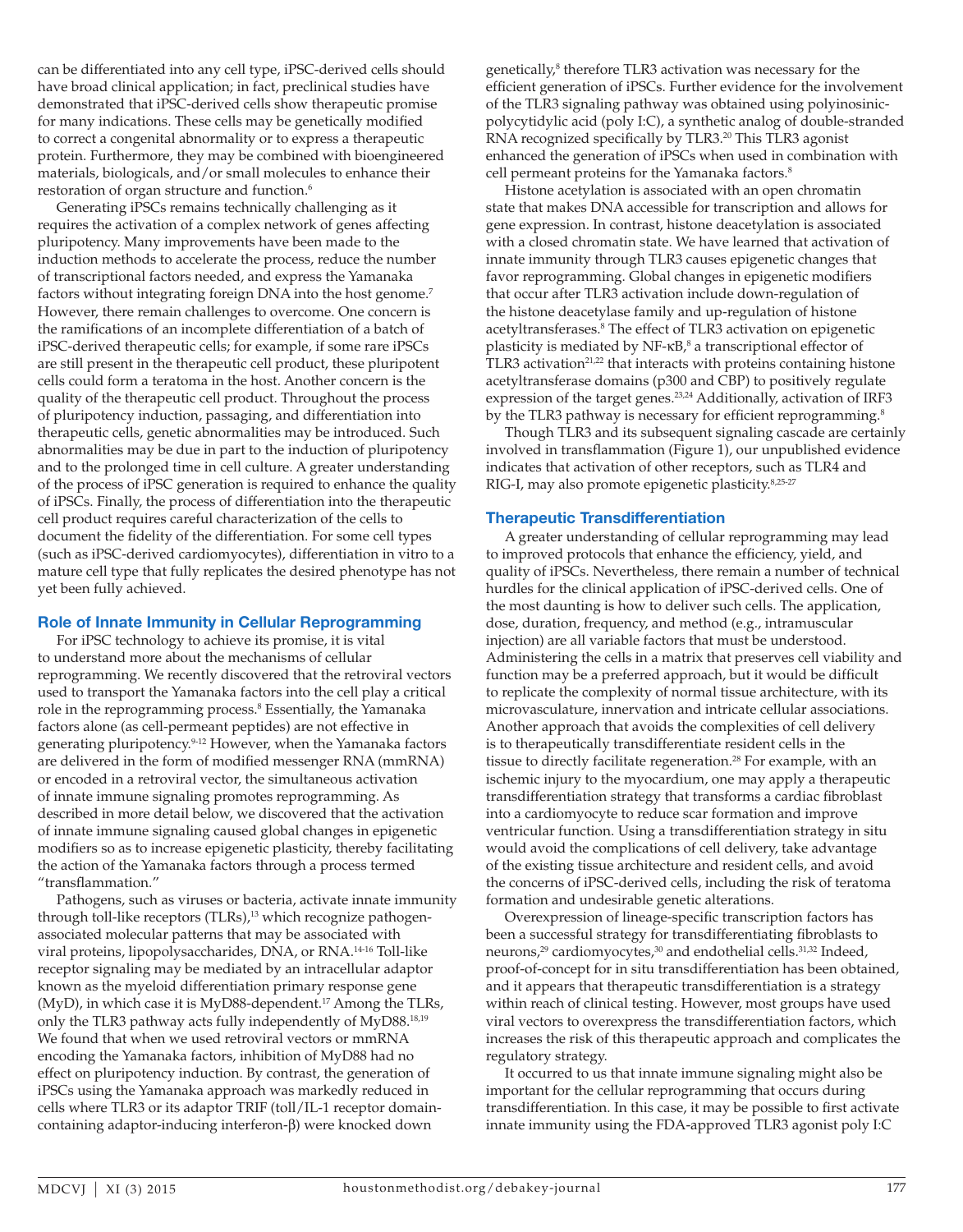can be differentiated into any cell type, iPSC-derived cells should have broad clinical application; in fact, preclinical studies have demonstrated that iPSC-derived cells show therapeutic promise for many indications. These cells may be genetically modified to correct a congenital abnormality or to express a therapeutic protein. Furthermore, they may be combined with bioengineered materials, biologicals, and/or small molecules to enhance their restoration of organ structure and function.[6]

Generating iPSCs remains technically challenging as it requires the activation of a complex network of genes affecting pluripotency. Many improvements have been made to the induction methods to accelerate the process, reduce the number of transcriptional factors needed, and express the Yamanaka factors without integrating foreign DNA into the host genome.[7] However, there remain challenges to overcome. One concern is the ramifications of an incomplete differentiation of a batch of iPSC-derived therapeutic cells; for example, if some rare iPSCs are still present in the therapeutic cell product, these pluripotent cells could form a teratoma in the host. Another concern is the quality of the therapeutic cell product. Throughout the process of pluripotency induction, passaging, and differentiation into therapeutic cells, genetic abnormalities may be introduced. Such abnormalities may be due in part to the induction of pluripotency and to the prolonged time in cell culture. A greater understanding of the process of iPSC generation is required to enhance the quality of iPSCs. Finally, the process of differentiation into the therapeutic cell product requires careful characterization of the cells to document the fidelity of the differentiation. For some cell types (such as iPSC-derived cardiomyocytes), differentiation in vitro to a mature cell type that fully replicates the desired phenotype has not yet been fully achieved.

## Role of Innate Immunity in Cellular Reprogramming

For iPSC technology to achieve its promise, it is vital to understand more about the mechanisms of cellular reprogramming. We recently discovered that the retroviral vectors used to transport the Yamanaka factors into the cell play a critical role in the reprogramming process.[8] Essentially, the Yamanaka factors alone (as cell-permeant peptides) are not effective in generating pluripotency.[9-12] However, when the Yamanaka factors are delivered in the form of modified messenger RNA (mmRNA) or encoded in a retroviral vector, the simultaneous activation of innate immune signaling promotes reprogramming. As described in more detail below, we discovered that the activation of innate immune signaling caused global changes in epigenetic modifiers so as to increase epigenetic plasticity, thereby facilitating the action of the Yamanaka factors through a process termed "transflammation."

Pathogens, such as viruses or bacteria, activate innate immunity through toll-like receptors (TLRs),[13] which recognize pathogen-associated molecular patterns that may be associated with viral proteins, lipopolysaccharides, DNA, or RNA.[14-16] Toll-like receptor signaling may be mediated by an intracellular adaptor known as the myeloid differentiation primary response gene (MyD), in which case it is MyD88-dependent.[17] Among the TLRs, only the TLR3 pathway acts fully independently of MyD88.[18,19] We found that when we used retroviral vectors or mmRNA encoding the Yamanaka factors, inhibition of MyD88 had no effect on pluripotency induction. By contrast, the generation of iPSCs using the Yamanaka approach was markedly reduced in cells where TLR3 or its adaptor TRIF (toll/IL-1 receptor domain-containing adaptor-inducing interferon-β) were knocked down genetically,[8] therefore TLR3 activation was necessary for the efficient generation of iPSCs. Further evidence for the involvement of the TLR3 signaling pathway was obtained using polyinosinic-polycytidylic acid (poly I:C), a synthetic analog of double-stranded RNA recognized specifically by TLR3.[20] This TLR3 agonist enhanced the generation of iPSCs when used in combination with cell permeant proteins for the Yamanaka factors.[8]

Histone acetylation is associated with an open chromatin state that makes DNA accessible for transcription and allows for gene expression. In contrast, histone deacetylation is associated with a closed chromatin state. We have learned that activation of innate immunity through TLR3 causes epigenetic changes that favor reprogramming. Global changes in epigenetic modifiers that occur after TLR3 activation include down-regulation of the histone deacetylase family and up-regulation of histone acetyltransferases.[8] The effect of TLR3 activation on epigenetic plasticity is mediated by NF-κB,[8] a transcriptional effector of TLR3 activation[21,22] that interacts with proteins containing histone acetyltransferase domains (p300 and CBP) to positively regulate expression of the target genes.[23,24] Additionally, activation of IRF3 by the TLR3 pathway is necessary for efficient reprogramming.[8]

Though TLR3 and its subsequent signaling cascade are certainly involved in transflammation (Figure 1), our unpublished evidence indicates that activation of other receptors, such as TLR4 and RIG-I, may also promote epigenetic plasticity.[8,25-27]

## Therapeutic Transdifferentiation

A greater understanding of cellular reprogramming may lead to improved protocols that enhance the efficiency, yield, and quality of iPSCs. Nevertheless, there remain a number of technical hurdles for the clinical application of iPSC-derived cells. One of the most daunting is how to deliver such cells. The application, dose, duration, frequency, and method (e.g., intramuscular injection) are all variable factors that must be understood. Administering the cells in a matrix that preserves cell viability and function may be a preferred approach, but it would be difficult to replicate the complexity of normal tissue architecture, with its microvasculature, innervation and intricate cellular associations. Another approach that avoids the complexities of cell delivery is to therapeutically transdifferentiate resident cells in the tissue to directly facilitate regeneration.[28] For example, with an ischemic injury to the myocardium, one may apply a therapeutic transdifferentiation strategy that transforms a cardiac fibroblast into a cardiomyocyte to reduce scar formation and improve ventricular function. Using a transdifferentiation strategy in situ would avoid the complications of cell delivery, take advantage of the existing tissue architecture and resident cells, and avoid the concerns of iPSC-derived cells, including the risk of teratoma formation and undesirable genetic alterations.

Overexpression of lineage-specific transcription factors has been a successful strategy for transdifferentiating fibroblasts to neurons,[29] cardiomyocytes,[30] and endothelial cells.[31,32] Indeed, proof-of-concept for in situ transdifferentiation has been obtained, and it appears that therapeutic transdifferentiation is a strategy within reach of clinical testing. However, most groups have used viral vectors to overexpress the transdifferentiation factors, which increases the risk of this therapeutic approach and complicates the regulatory strategy.

It occurred to us that innate immune signaling might also be important for the cellular reprogramming that occurs during transdifferentiation. In this case, it may be possible to first activate innate immunity using the FDA-approved TLR3 agonist poly I:C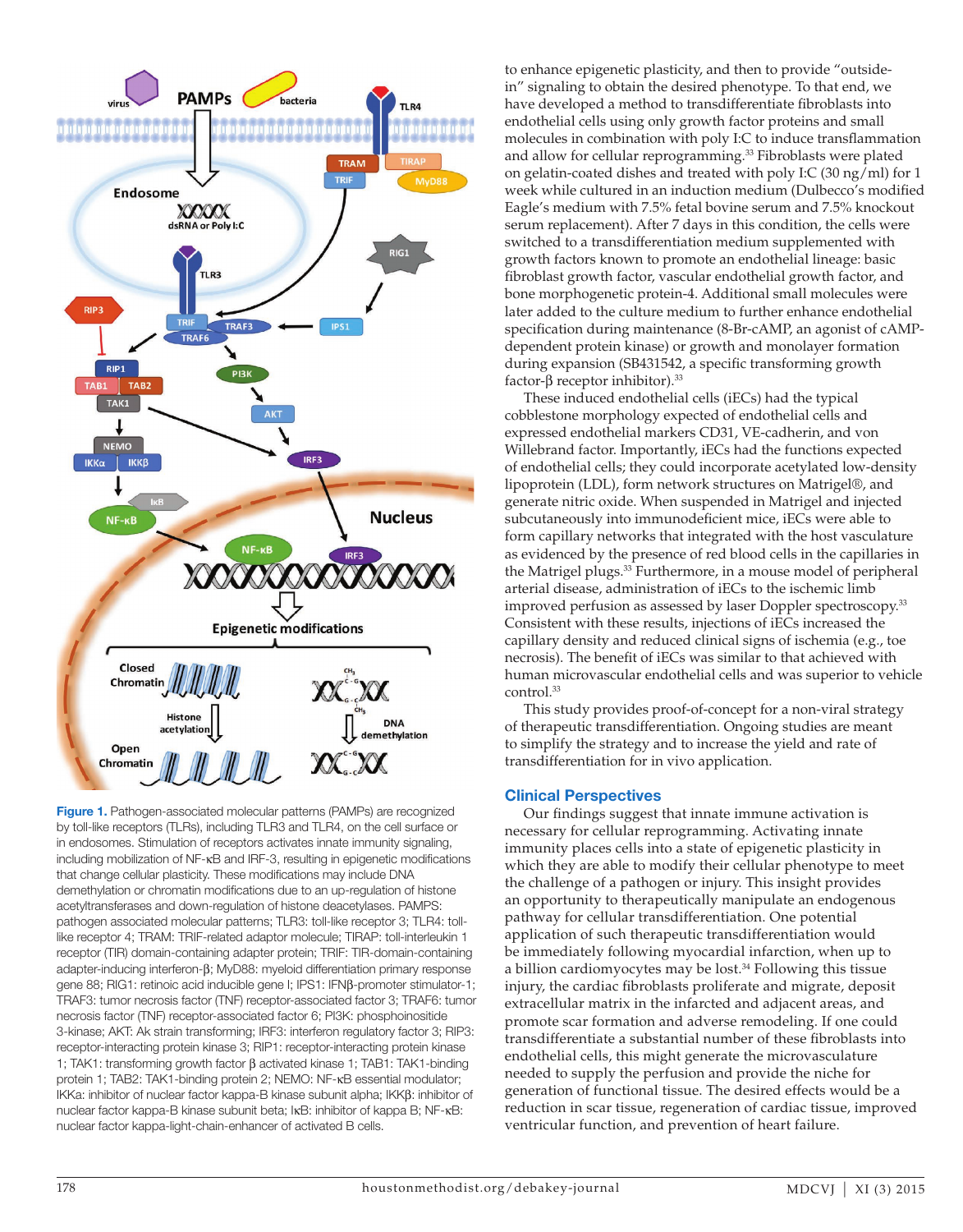**Figure 1.** Pathogen-associated molecular patterns (PAMPs) are recognized by toll-like receptors (TLRs), including TLR3 and TLR4, on the cell surface or in endosomes. Stimulation of receptors activates innate immunity signaling, including mobilization of NF-κB and IRF-3, resulting in epigenetic modifications that change cellular plasticity. These modifications may include DNA demethylation or chromatin modifications due to an up-regulation of histone acetyltransferases and down-regulation of histone deacetylases. PAMPS: pathogen associated molecular patterns; TLR3: toll-like receptor 3; TLR4: toll-like receptor 4; TRAM: TRIF-related adaptor molecule; TIRAP: toll-interleukin 1 receptor (TIR) domain-containing adapter protein; TRIF: TIR-domain-containing adapter-inducing interferon-β; MyD88: myeloid differentiation primary response gene 88; RIG1: retinoic acid inducible gene I; IPS1: IFNβ-promoter stimulator-1; TRAF3: tumor necrosis factor (TNF) receptor-associated factor 3; TRAF6: tumor necrosis factor (TNF) receptor-associated factor 6; PI3K: phosphoinositide 3-kinase; AKT: Ak strain transforming; IRF3: interferon regulatory factor 3; RIP3: receptor-interacting protein kinase 3; RIP1: receptor-interacting protein kinase 1; TAK1: transforming growth factor β activated kinase 1; TAB1: TAK1-binding protein 1; TAB2: TAK1-binding protein 2; NEMO: NF-κB essential modulator; IKKa: inhibitor of nuclear factor kappa-B kinase subunit alpha; IKKβ: inhibitor of nuclear factor kappa-B kinase subunit beta; IκB: inhibitor of kappa B; NF-κB: nuclear factor kappa-light-chain-enhancer of activated B cells.

to enhance epigenetic plasticity, and then to provide "outside-in" signaling to obtain the desired phenotype. To that end, we have developed a method to transdifferentiate fibroblasts into endothelial cells using only growth factor proteins and small molecules in combination with poly I:C to induce transflammation and allow for cellular reprogramming.[33] Fibroblasts were plated on gelatin-coated dishes and treated with poly I:C (30 ng/ml) for 1 week while cultured in an induction medium (Dulbecco's modified Eagle's medium with 7.5% fetal bovine serum and 7.5% knockout serum replacement). After 7 days in this condition, the cells were switched to a transdifferentiation medium supplemented with growth factors known to promote an endothelial lineage: basic fibroblast growth factor, vascular endothelial growth factor, and bone morphogenetic protein-4. Additional small molecules were later added to the culture medium to further enhance endothelial specification during maintenance (8-Br-cAMP, an agonist of cAMP-dependent protein kinase) or monolayer formation during expansion (SB431542, a specific transforming growth factor-β receptor inhibitor).[33]

These induced endothelial cells (iECs) had the typical cobblestone morphology expected of endothelial cells and expressed endothelial markers CD31, VE-cadherin, and von Willebrand factor. Importantly, iECs had the functions expected of endothelial cells; they could incorporate acetylated low-density lipoprotein (LDL), form network structures on Matrigel®, and generate nitric oxide. When suspended in Matrigel and injected subcutaneously into immunodeficient mice, iECs were able to form capillary networks that integrated with the host vasculature as evidenced by the presence of red blood cells in the capillaries in the Matrigel plugs.[33] Furthermore, in a mouse model of peripheral arterial disease, administration of iECs to the ischemic limb improved perfusion as assessed by laser Doppler spectroscopy.[33] Consistent with these results, injections of iECs increased the capillary density and reduced clinical signs of ischemia (e.g., toe necrosis). The benefit of iECs was similar to that achieved with human microvascular endothelial cells and was superior to vehicle control.[33]

This study provides proof-of-concept for a non-viral strategy of therapeutic transdifferentiation. Ongoing studies are meant to simplify the strategy and to increase the yield and rate of transdifferentiation for in vivo application.

## Clinical Perspectives

Our findings suggest that innate immune activation is necessary for cellular reprogramming. Activating innate immunity places cells into a state of epigenetic plasticity in which they are able to modify their cellular phenotype to meet the challenge of a pathogen or injury. This insight provides an opportunity to therapeutically manipulate an endogenous pathway for cellular transdifferentiation. One potential application of such therapeutic transdifferentiation would be immediately following myocardial infarction, when up to a billion cardiomyocytes may be lost.[34] Following this tissue injury, the cardiac fibroblasts proliferate and migrate, deposit extracellular matrix in the infarcted and adjacent areas, and promote scar formation and adverse remodeling. If one could transdifferentiate a substantial number of these fibroblasts into endothelial cells, this might generate the microvasculature needed to supply the perfusion and provide the niche for generation of functional tissue. The desired effects would be a reduction in scar tissue, regeneration of cardiac tissue, improved ventricular function, and prevention of heart failure.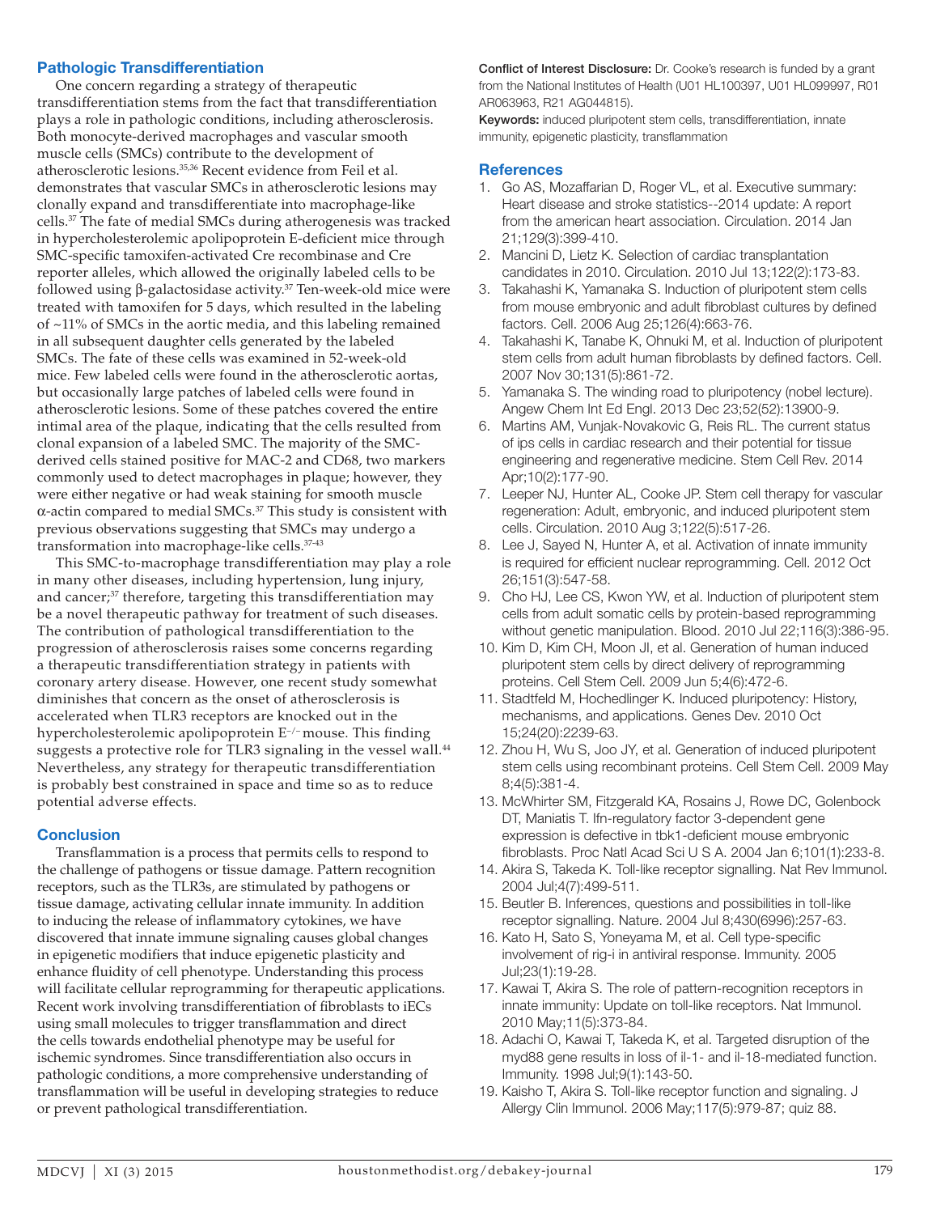## Pathologic Transdifferentiation

One concern regarding a strategy of therapeutic transdifferentiation stems from the fact that transdifferentiation plays a role in pathologic conditions, including atherosclerosis. Both monocyte-derived macrophages and vascular smooth muscle cells (SMCs) contribute to the development of atherosclerotic lesions.[35,36] Recent evidence from Feil et al. demonstrates that vascular SMCs in atherosclerotic lesions may clonally expand and transdifferentiate into macrophage-like cells.[37] The fate of medial SMCs during atherogenesis was tracked in hypercholesterolemic apolipoprotein E-deficient mice through SMC-specific tamoxifen-activated Cre recombinase and Cre reporter alleles, which allowed the originally labeled cells to be followed using β-galactosidase activity.[37] Ten-week-old mice were treated with tamoxifen for 5 days, which resulted in the labeling of ~11% of SMCs in the aortic media, and this labeling remained in all subsequent daughter cells generated by the labeled SMCs. The fate of these cells was examined in 52-week-old mice. Few labeled cells were found in the atherosclerotic aortas, but occasionally large patches of labeled cells were found in atherosclerotic lesions. Some of these patches covered the entire intimal area of the plaque, indicating that the cells resulted from clonal expansion of a labeled SMC. The majority of the SMC-derived cells stained positive for MAC-2 and CD68, two markers commonly used to detect macrophages in plaque; however, they were either negative or had weak staining for smooth muscle α-actin compared to medial SMCs.[37] This study is consistent with previous observations suggesting that SMCs may undergo a transformation into macrophage-like cells.[37-43]

This SMC-to-macrophage transdifferentiation may play a role in many other diseases, including hypertension, lung injury, and cancer;[37] therefore, targeting this transdifferentiation may be a novel therapeutic pathway for treatment of such diseases. The contribution of pathological transdifferentiation to the progression of atherosclerosis raises some concerns regarding a therapeutic transdifferentiation strategy in patients with coronary artery disease. However, one recent study somewhat diminishes that concern as the onset of atherosclerosis is accelerated when TLR3 receptors are knocked out in the hypercholesterolemic apolipoprotein $E^{-/-}$ mouse. This finding suggests a protective role for TLR3 signaling in the vessel wall.[44] Nevertheless, any strategy for therapeutic transdifferentiation is probably best constrained in space and time so as to reduce potential adverse effects.

## Conclusion

Transflammation is a process that permits cells to respond to the challenge of pathogens or tissue damage. Pattern recognition receptors, such as the TLR3s, are stimulated by pathogens or tissue damage, activating cellular innate immunity. In addition to inducing the release of inflammatory cytokines, we have discovered that innate immune signaling causes global changes in epigenetic modifiers that induce epigenetic plasticity and enhance fluidity of cell phenotype. Understanding this process will facilitate cellular reprogramming for therapeutic applications. Recent work involving transdifferentiation of fibroblasts to iECs using small molecules to trigger transflammation and direct the cells towards endothelial phenotype may be useful for ischemic syndromes. Since transdifferentiation also occurs in pathologic conditions, a more comprehensive understanding of transflammation will be useful in developing strategies to reduce or prevent pathological transdifferentiation.

**Conflict of Interest Disclosure:** Dr. Cooke's research is funded by a grant from the National Institutes of Health (U01 HL100397, U01 HL099997, R01 AR063963, R21 AG044815).

**Keywords:** induced pluripotent stem cells, transdifferentiation, innate immunity, epigenetic plasticity, transflammation

## References

1. Go AS, Mozaffarian D, Roger VL, et al. Executive summary: Heart disease and stroke statistics--2014 update: A report from the american heart association. Circulation. 2014 Jan 21;129(3):399-410.
2. Mancini D, Lietz K. Selection of cardiac transplantation candidates in 2010. Circulation. 2010 Jul 13;122(2):173-83.
3. Takahashi K, Yamanaka S. Induction of pluripotent stem cells from mouse embryonic and adult fibroblast cultures by defined factors. Cell. 2006 Aug 25;126(4):663-76.
4. Takahashi K, Tanabe K, Ohnuki M, et al. Induction of pluripotent stem cells from adult human fibroblasts by defined factors. Cell. 2007 Nov 30;131(5):861-72.
5. Yamanaka S. The winding road to pluripotency (nobel lecture). Angew Chem Int Ed Engl. 2013 Dec 23;52(52):13900-9.
6. Martins AM, Vunjak-Novakovic G, Reis RL. The current status of ips cells in cardiac research and their potential for tissue engineering and regenerative medicine. Stem Cell Rev. 2014 Apr;10(2):177-90.
7. Leeper NJ, Hunter AL, Cooke JP. Stem cell therapy for vascular regeneration: Adult, embryonic, and induced pluripotent stem cells. Circulation. 2010 Aug 3;122(5):517-26.
8. Lee J, Sayed N, Hunter A, et al. Activation of innate immunity is required for efficient nuclear reprogramming. Cell. 2012 Oct 26;151(3):547-58.
9. Cho HJ, Lee CS, Kwon YW, et al. Induction of pluripotent stem cells from adult somatic cells by protein-based reprogramming without genetic manipulation. Blood. 2010 Jul 22;116(3):386-95.
10. Kim D, Kim CH, Moon JI, et al. Generation of human induced pluripotent stem cells by direct delivery of reprogramming proteins. Cell Stem Cell. 2009 Jun 5;4(6):472-6.
11. Stadtfeld M, Hochedlinger K. Induced pluripotency: History, mechanisms, and applications. Genes Dev. 2010 Oct 15;24(20):2239-63.
12. Zhou H, Wu S, Joo JY, et al. Generation of induced pluripotent stem cells using recombinant proteins. Cell Stem Cell. 2009 May 8;4(5):381-4.
13. McWhirter SM, Fitzgerald KA, Rosains J, Rowe DC, Golenbock DT, Maniatis T. Ifn-regulatory factor 3-dependent gene expression is defective in tbk1-deficient mouse embryonic fibroblasts. Proc Natl Acad Sci U S A. 2004 Jan 6;101(1):233-8.
14. Akira S, Takeda K. Toll-like receptor signalling. Nat Rev Immunol. 2004 Jul;4(7):499-511.
15. Beutler B. Inferences, questions and possibilities in toll-like receptor signalling. Nature. 2004 Jul 8;430(6996):257-63.
16. Kato H, Sato S, Yoneyama M, et al. Cell type-specific involvement of rig-i in antiviral response. Immunity. 2005 Jul;23(1):19-28.
17. Kawai T, Akira S. The role of pattern-recognition receptors in innate immunity: Update on toll-like receptors. Nat Immunol. 2010 May;11(5):373-84.
18. Adachi O, Kawai T, Takeda K, et al. Targeted disruption of the myd88 gene results in loss of il-1- and il-18-mediated function. Immunity. 1998 Jul;9(1):143-50.
19. Kaisho T, Akira S. Toll-like receptor function and signaling. J Allergy Clin Immunol. 2006 May;117(5):979-87; quiz 88.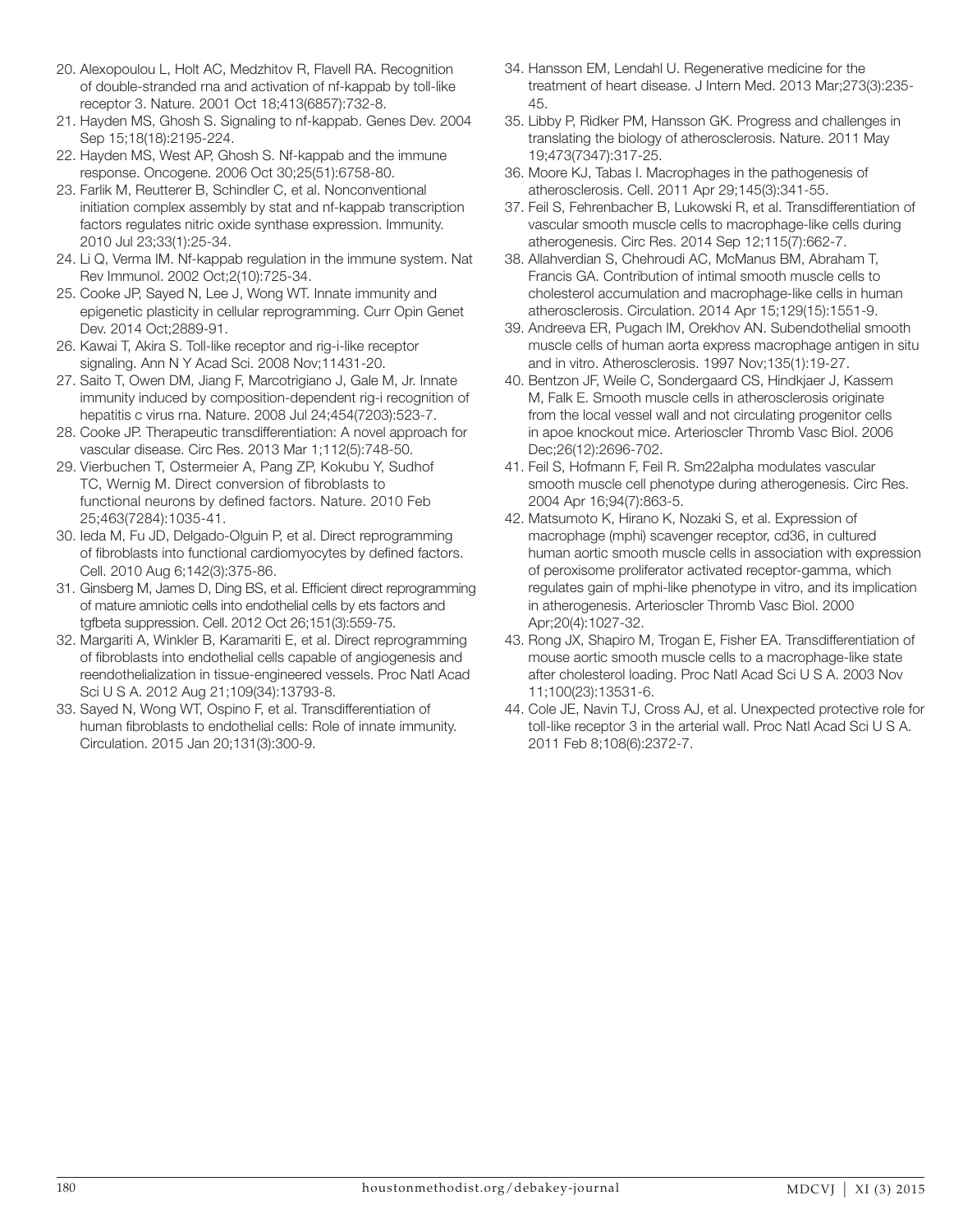20. Alexopoulou L, Holt AC, Medzhitov R, Flavell RA. Recognition of double-stranded rna and activation of nf-kappab by toll-like receptor 3. Nature. 2001 Oct 18;413(6857):732-8.
21. Hayden MS, Ghosh S. Signaling to nf-kappab. Genes Dev. 2004 Sep 15;18(18):2195-224.
22. Hayden MS, West AP, Ghosh S. Nf-kappab and the immune response. Oncogene. 2006 Oct 30;25(51):6758-80.
23. Farlik M, Reutterer B, Schindler C, et al. Nonconventional initiation complex assembly by stat and nf-kappab transcription factors regulates nitric oxide synthase expression. Immunity. 2010 Jul 23;33(1):25-34.
24. Li Q, Verma IM. Nf-kappab regulation in the immune system. Nat Rev Immunol. 2002 Oct;2(10):725-34.
25. Cooke JP, Sayed N, Lee J, Wong WT. Innate immunity and epigenetic plasticity in cellular reprogramming. Curr Opin Genet Dev. 2014 Oct;2889-91.
26. Kawai T, Akira S. Toll-like receptor and rig-i-like receptor signaling. Ann N Y Acad Sci. 2008 Nov;11431-20.
27. Saito T, Owen DM, Jiang F, Marcotrigiano J, Gale M, Jr. Innate immunity induced by composition-dependent rig-i recognition of hepatitis c virus rna. Nature. 2008 Jul 24;454(7203):523-7.
28. Cooke JP. Therapeutic transdifferentiation: A novel approach for vascular disease. Circ Res. 2013 Mar 1;112(5):748-50.
29. Vierbuchen T, Ostermeier A, Pang ZP, Kokubu Y, Sudhof TC, Wernig M. Direct conversion of fibroblasts to functional neurons by defined factors. Nature. 2010 Feb 25;463(7284):1035-41.
30. Ieda M, Fu JD, Delgado-Olguin P, et al. Direct reprogramming of fibroblasts into functional cardiomyocytes by defined factors. Cell. 2010 Aug 6;142(3):375-86.
31. Ginsberg M, James D, Ding BS, et al. Efficient direct reprogramming of mature amniotic cells into endothelial cells by ets factors and tgfbeta suppression. Cell. 2012 Oct 26;151(3):559-75.
32. Margariti A, Winkler B, Karamariti E, et al. Direct reprogramming of fibroblasts into endothelial cells capable of angiogenesis and reendothelialization in tissue-engineered vessels. Proc Natl Acad Sci U S A. 2012 Aug 21;109(34):13793-8.
33. Sayed N, Wong WT, Ospino F, et al. Transdifferentiation of human fibroblasts to endothelial cells: Role of innate immunity. Circulation. 2015 Jan 20;131(3):300-9.
34. Hansson EM, Lendahl U. Regenerative medicine for the treatment of heart disease. J Intern Med. 2013 Mar;273(3):235-45.
35. Libby P, Ridker PM, Hansson GK. Progress and challenges in translating the biology of atherosclerosis. Nature. 2011 May 19;473(7347):317-25.
36. Moore KJ, Tabas I. Macrophages in the pathogenesis of atherosclerosis. Cell. 2011 Apr 29;145(3):341-55.
37. Feil S, Fehrenbacher B, Lukowski R, et al. Transdifferentiation of vascular smooth muscle cells to macrophage-like cells during atherogenesis. Circ Res. 2014 Sep 12;115(7):662-7.
38. Allahverdian S, Chehroudi AC, McManus BM, Abraham T, Francis GA. Contribution of intimal smooth muscle cells to cholesterol accumulation and macrophage-like cells in human atherosclerosis. Circulation. 2014 Apr 15;129(15):1551-9.
39. Andreeva ER, Pugach IM, Orekhov AN. Subendothelial smooth muscle cells of human aorta express macrophage antigen in situ and in vitro. Atherosclerosis. 1997 Nov;135(1):19-27.
40. Bentzon JF, Weile C, Sondergaard CS, Hindkjaer J, Kassem M, Falk E. Smooth muscle cells in atherosclerosis originate from the local vessel wall and not circulating progenitor cells in apoe knockout mice. Arterioscler Thromb Vasc Biol. 2006 Dec;26(12):2696-702.
41. Feil S, Hofmann F, Feil R. Sm22alpha modulates vascular smooth muscle cell phenotype during atherogenesis. Circ Res. 2004 Apr 16;94(7):863-5.
42. Matsumoto K, Hirano K, Nozaki S, et al. Expression of macrophage (mphi) scavenger receptor, cd36, in cultured human aortic smooth muscle cells in association with expression of peroxisome proliferator activated receptor-gamma, which regulates gain of mphi-like phenotype in vitro, and its implication in atherogenesis. Arterioscler Thromb Vasc Biol. 2000 Apr;20(4):1027-32.
43. Rong JX, Shapiro M, Trogan E, Fisher EA. Transdifferentiation of mouse aortic smooth muscle cells to a macrophage-like state after cholesterol loading. Proc Natl Acad Sci U S A. 2003 Nov 11;100(23):13531-6.
44. Cole JE, Navin TJ, Cross AJ, et al. Unexpected protective role for toll-like receptor 3 in the arterial wall. Proc Natl Acad Sci U S A. 2011 Feb 8;108(6):2372-7.